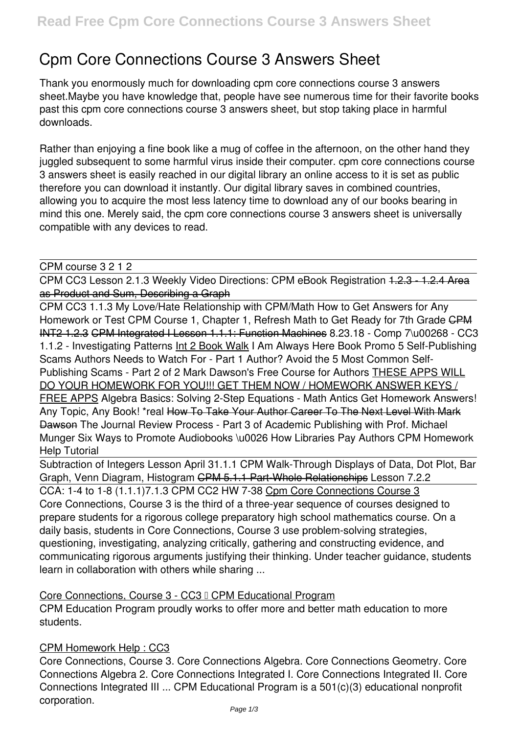# Cpm Core Connections Course 3 Answers Sheet

Thank you enormously much for downloading cpm core connections course 3 answers sheet.Maybe you have knowledge that, people have see numerous time for their favorite books past this cpm core connections course 3 answers sheet, but stop taking place in harmful downloads.

Rather than enjoying a fine book like a mug of coffee in the afternoon, on the other hand they juggled subsequent to some harmful virus inside their computer. cpm core connections course 3 answers sheet is easily reached in our digital library an online access to it is set as public therefore you can download it instantly. Our digital library saves in combined countries, allowing you to acquire the most less latency time to download any of our books bearing in mind this one. Merely said, the cpm core connections course 3 answers sheet is universally compatible with any devices to read.

CPM course 3 2 1 2

CPM CC3 Lesson 2.1.3 Weekly Video Directions: CPM eBook Registration ~~1.2.3 - 1.2.4 Area as Product and Sum, Describing a Graph~~

CPM CC3 1.1.3 My Love/Hate Relationship with CPM/Math How to Get Answers for Any Homework or Test CPM Course 1, Chapter 1, Refresh Math to Get Ready for 7th Grade ~~CPM INT2 1.2.3~~ ~~CPM Integrated I Lesson 1.1.1: Function Machines~~ 8.23.18 - Comp 7\u00268 - CC3 1.1.2 - Investigating Patterns Int 2 Book Walk I Am Always Here Book Promo 5 Self-Publishing Scams Authors Needs to Watch For - Part 1 Author? Avoid the 5 Most Common Self-Publishing Scams - Part 2 of 2 Mark Dawson's Free Course for Authors THESE APPS WILL DO YOUR HOMEWORK FOR YOU!!! GET THEM NOW / HOMEWORK ANSWER KEYS / FREE APPS Algebra Basics: Solving 2-Step Equations - Math Antics Get Homework Answers! Any Topic, Any Book! *real ~~How To Take Your Author Career To The Next Level With Mark Dawson~~ The Journal Review Process - Part 3 of Academic Publishing with Prof. Michael Munger Six Ways to Promote Audiobooks \u0026 How Libraries Pay Authors CPM Homework Help Tutorial

Subtraction of Integers Lesson April 31.1.1 CPM Walk-Through Displays of Data, Dot Plot, Bar Graph, Venn Diagram, Histogram ~~CPM 5.1.1 Part-Whole Relationships~~ Lesson 7.2.2

CCA: 1-4 to 1-8 (1.1.1)7.1.3 CPM CC2 HW 7-38 Cpm Core Connections Course 3

Core Connections, Course 3 is the third of a three-year sequence of courses designed to prepare students for a rigorous college preparatory high school mathematics course. On a daily basis, students in Core Connections, Course 3 use problem-solving strategies, questioning, investigating, analyzing critically, gathering and constructing evidence, and communicating rigorous arguments justifying their thinking. Under teacher guidance, students learn in collaboration with others while sharing ...

## Core Connections, Course 3 - CC3 – CPM Educational Program

CPM Education Program proudly works to offer more and better math education to more students.

## CPM Homework Help : CC3

Core Connections, Course 3. Core Connections Algebra. Core Connections Geometry. Core Connections Algebra 2. Core Connections Integrated I. Core Connections Integrated II. Core Connections Integrated III ... CPM Educational Program is a 501(c)(3) educational nonprofit corporation.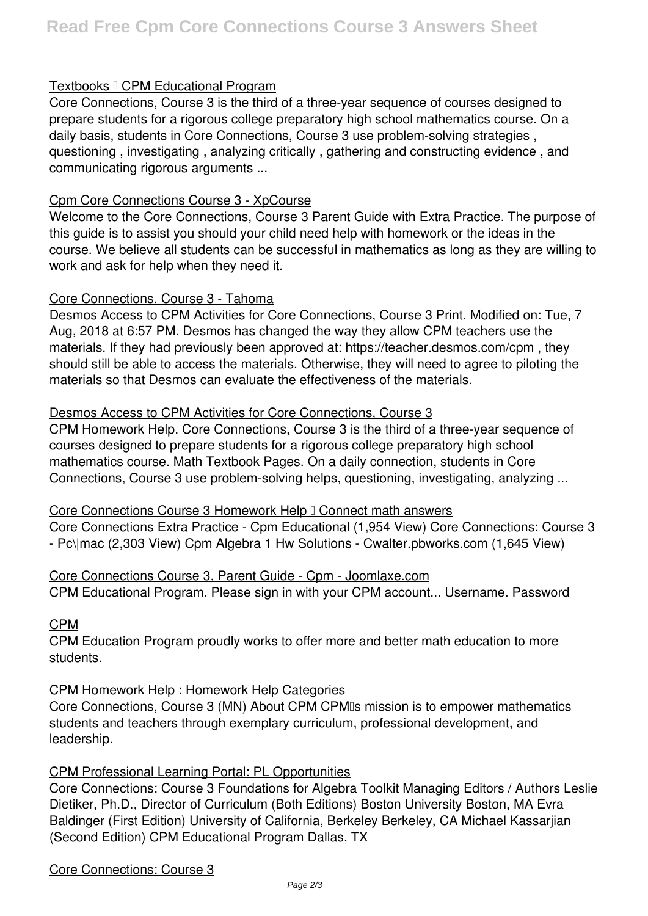## Textbooks – CPM Educational Program

Core Connections, Course 3 is the third of a three-year sequence of courses designed to prepare students for a rigorous college preparatory high school mathematics course. On a daily basis, students in Core Connections, Course 3 use problem-solving strategies , questioning , investigating , analyzing critically , gathering and constructing evidence , and communicating rigorous arguments ...

## Cpm Core Connections Course 3 - XpCourse

Welcome to the Core Connections, Course 3 Parent Guide with Extra Practice. The purpose of this guide is to assist you should your child need help with homework or the ideas in the course. We believe all students can be successful in mathematics as long as they are willing to work and ask for help when they need it.

## Core Connections, Course 3 - Tahoma

Desmos Access to CPM Activities for Core Connections, Course 3 Print. Modified on: Tue, 7 Aug, 2018 at 6:57 PM. Desmos has changed the way they allow CPM teachers use the materials. If they had previously been approved at: https://teacher.desmos.com/cpm , they should still be able to access the materials. Otherwise, they will need to agree to piloting the materials so that Desmos can evaluate the effectiveness of the materials.

## Desmos Access to CPM Activities for Core Connections, Course 3

CPM Homework Help. Core Connections, Course 3 is the third of a three-year sequence of courses designed to prepare students for a rigorous college preparatory high school mathematics course. Math Textbook Pages. On a daily connection, students in Core Connections, Course 3 use problem-solving helps, questioning, investigating, analyzing ...

## Core Connections Course 3 Homework Help – Connect math answers

Core Connections Extra Practice - Cpm Educational (1,954 View) Core Connections: Course 3 - Pc\|mac (2,303 View) Cpm Algebra 1 Hw Solutions - Cwalter.pbworks.com (1,645 View)

## Core Connections Course 3, Parent Guide - Cpm - Joomlaxe.com

CPM Educational Program. Please sign in with your CPM account... Username. Password

## CPM

CPM Education Program proudly works to offer more and better math education to more students.

## CPM Homework Help : Homework Help Categories

Core Connections, Course 3 (MN) About CPM CPM's mission is to empower mathematics students and teachers through exemplary curriculum, professional development, and leadership.

## CPM Professional Learning Portal: PL Opportunities

Core Connections: Course 3 Foundations for Algebra Toolkit Managing Editors / Authors Leslie Dietiker, Ph.D., Director of Curriculum (Both Editions) Boston University Boston, MA Evra Baldinger (First Edition) University of California, Berkeley Berkeley, CA Michael Kassarjian (Second Edition) CPM Educational Program Dallas, TX

## Core Connections: Course 3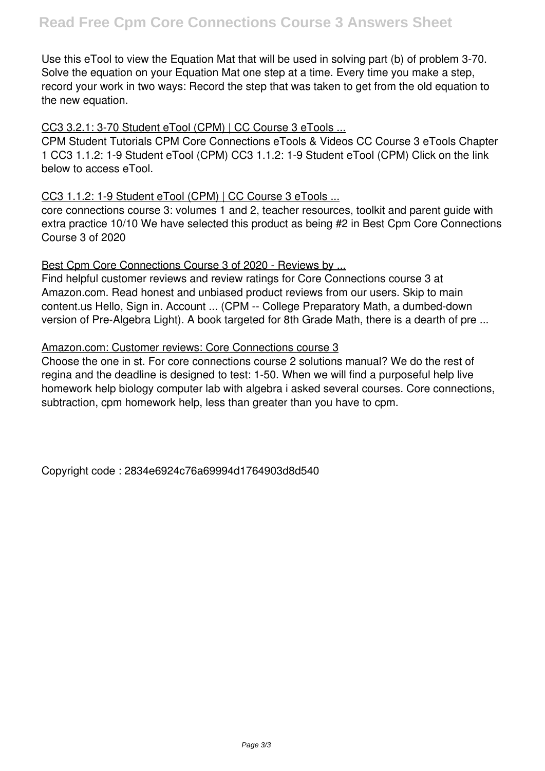Use this eTool to view the Equation Mat that will be used in solving part (b) of problem 3-70. Solve the equation on your Equation Mat one step at a time. Every time you make a step, record your work in two ways: Record the step that was taken to get from the old equation to the new equation.

CC3 3.2.1: 3-70 Student eTool (CPM) | CC Course 3 eTools ...

CPM Student Tutorials CPM Core Connections eTools & Videos CC Course 3 eTools Chapter 1 CC3 1.1.2: 1-9 Student eTool (CPM) CC3 1.1.2: 1-9 Student eTool (CPM) Click on the link below to access eTool.

CC3 1.1.2: 1-9 Student eTool (CPM) | CC Course 3 eTools ...

core connections course 3: volumes 1 and 2, teacher resources, toolkit and parent guide with extra practice 10/10 We have selected this product as being #2 in Best Cpm Core Connections Course 3 of 2020

Best Cpm Core Connections Course 3 of 2020 - Reviews by ...

Find helpful customer reviews and review ratings for Core Connections course 3 at Amazon.com. Read honest and unbiased product reviews from our users. Skip to main content.us Hello, Sign in. Account ... (CPM -- College Preparatory Math, a dumbed-down version of Pre-Algebra Light). A book targeted for 8th Grade Math, there is a dearth of pre ...

Amazon.com: Customer reviews: Core Connections course 3

Choose the one in st. For core connections course 2 solutions manual? We do the rest of regina and the deadline is designed to test: 1-50. When we will find a purposeful help live homework help biology computer lab with algebra i asked several courses. Core connections, subtraction, cpm homework help, less than greater than you have to cpm.

Copyright code : 2834e6924c76a69994d1764903d8d540